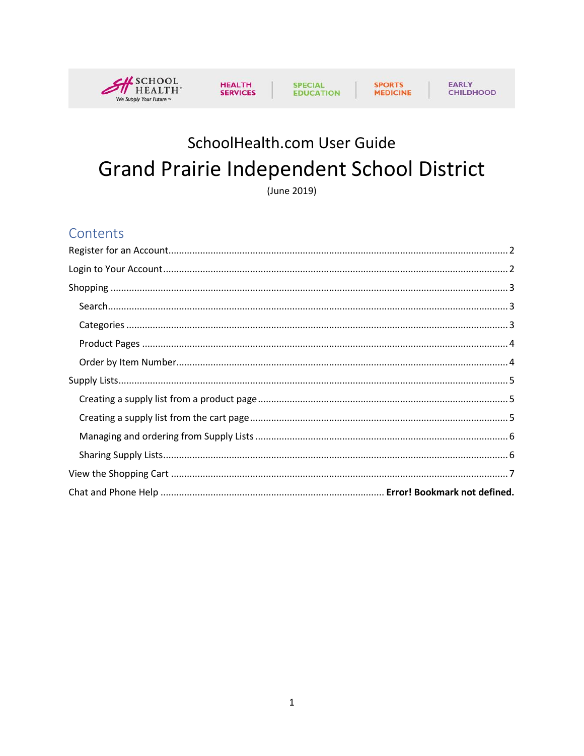SCHOOL HEALTH® We Supply Your Future™ | HEALTH SERVICES | SPECIAL EDUCATION | SPORTS MEDICINE | EARLY CHILDHOOD

# SchoolHealth.com User Guide

# Grand Prairie Independent School District

(June 2019)

## Contents

Register for an Account ........ 2
Login to Your Account ........ 2
Shopping ........ 3
- Search ........ 3
- Categories ........ 3
- Product Pages ........ 4
- Order by Item Number ........ 4

Supply Lists ........ 5
- Creating a supply list from a product page ........ 5
- Creating a supply list from the cart page ........ 5
- Managing and ordering from Supply Lists ........ 6
- Sharing Supply Lists ........ 6

View the Shopping Cart ........ 7
Chat and Phone Help ........ **Error! Bookmark not defined.**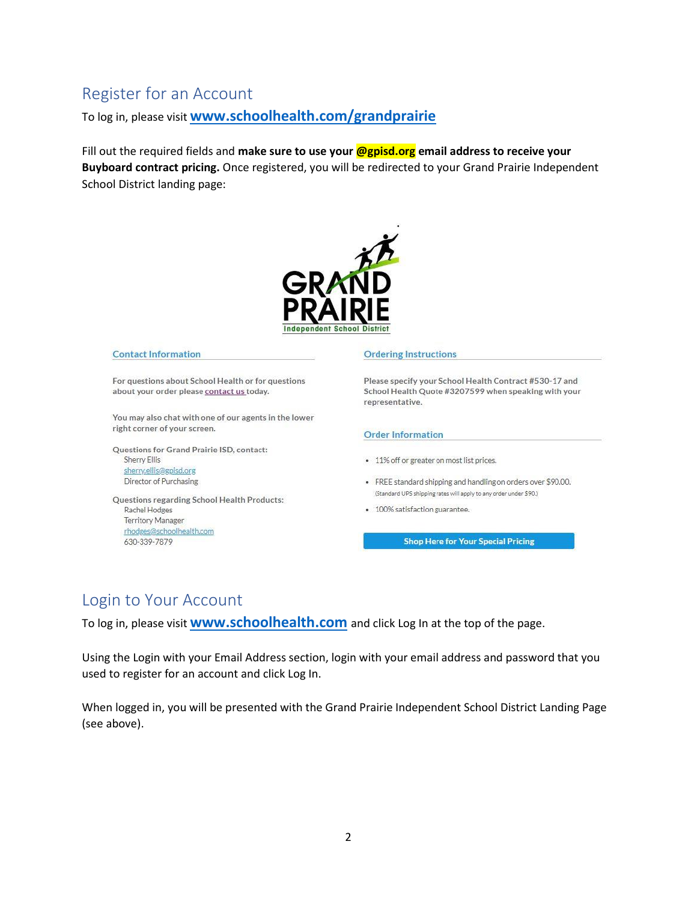## Register for an Account

To log in, please visit **www.schoolhealth.com/grandprairie**

Fill out the required fields and **make sure to use your @gpisd.org email address to receive your Buyboard contract pricing.** Once registered, you will be redirected to your Grand Prairie Independent School District landing page:

GRAND PRAIRIE
Independent School District

**Contact Information**

For questions about School Health or for questions about your order please contact us today.

You may also chat with one of our agents in the lower right corner of your screen.

Questions for Grand Prairie ISD, contact:
Sherry Ellis
sherry.ellis@gpisd.org
Director of Purchasing

Questions regarding School Health Products:
Rachel Hodges
Territory Manager
rhodges@schoolhealth.com
630-339-7879

**Ordering Instructions**

Please specify your School Health Contract #530-17 and School Health Quote #3207599 when speaking with your representative.

**Order Information**

- 11% off or greater on most list prices.
- FREE standard shipping and handling on orders over $90.00. (Standard UPS shipping rates will apply to any order under $90.)
- 100% satisfaction guarantee.

Shop Here for Your Special Pricing

## Login to Your Account

To log in, please visit **www.schoolhealth.com** and click Log In at the top of the page.

Using the Login with your Email Address section, login with your email address and password that you used to register for an account and click Log In.

When logged in, you will be presented with the Grand Prairie Independent School District Landing Page (see above).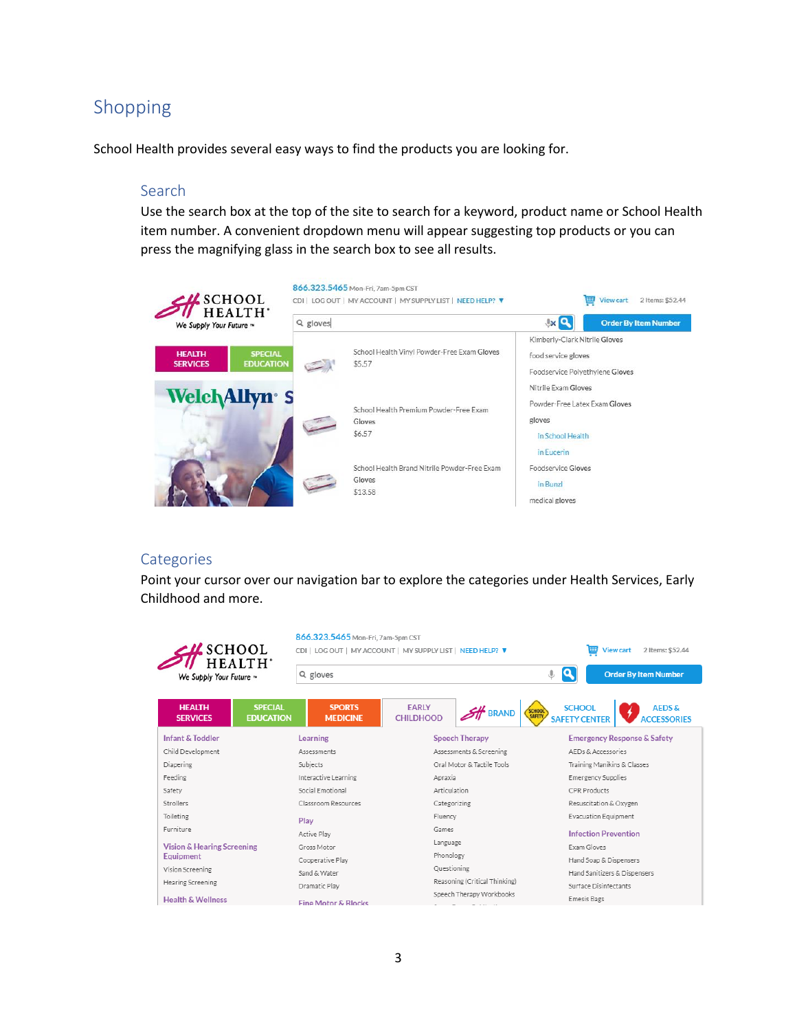# Shopping

School Health provides several easy ways to find the products you are looking for.

## Search

Use the search box at the top of the site to search for a keyword, product name or School Health item number. A convenient dropdown menu will appear suggesting top products or you can press the magnifying glass in the search box to see all results.

## Categories

Point your cursor over our navigation bar to explore the categories under Health Services, Early Childhood and more.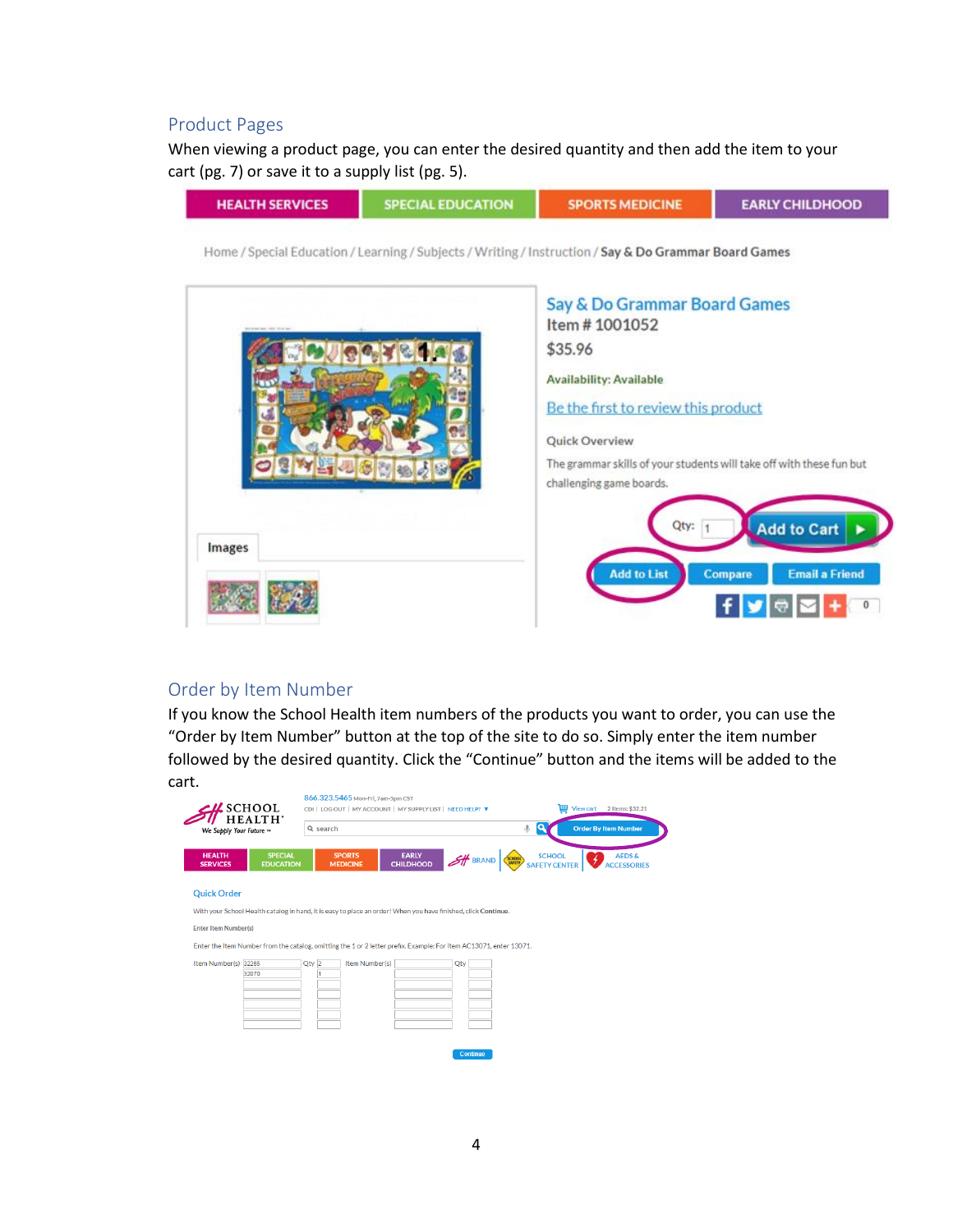## Product Pages

When viewing a product page, you can enter the desired quantity and then add the item to your cart (pg. 7) or save it to a supply list (pg. 5).

## Order by Item Number

If you know the School Health item numbers of the products you want to order, you can use the “Order by Item Number” button at the top of the site to do so. Simply enter the item number followed by the desired quantity. Click the “Continue” button and the items will be added to the cart.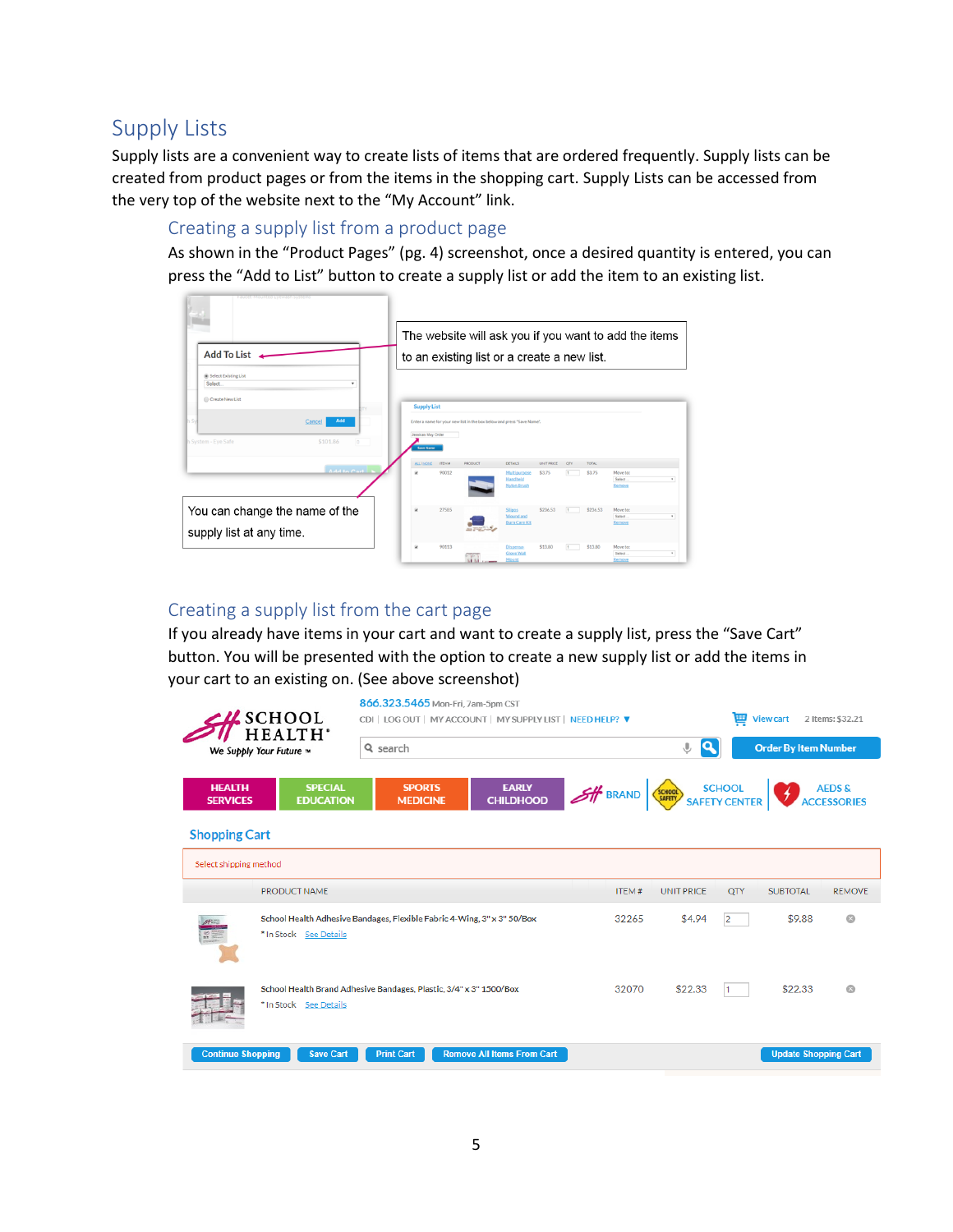# Supply Lists

Supply lists are a convenient way to create lists of items that are ordered frequently. Supply lists can be created from product pages or from the items in the shopping cart. Supply Lists can be accessed from the very top of the website next to the "My Account" link.

## Creating a supply list from a product page

As shown in the "Product Pages" (pg. 4) screenshot, once a desired quantity is entered, you can press the "Add to List" button to create a supply list or add the item to an existing list.

The website will ask you if you want to add the items to an existing list or a create a new list.

You can change the name of the supply list at any time.

## Creating a supply list from the cart page

If you already have items in your cart and want to create a supply list, press the "Save Cart" button. You will be presented with the option to create a new supply list or add the items in your cart to an existing on. (See above screenshot)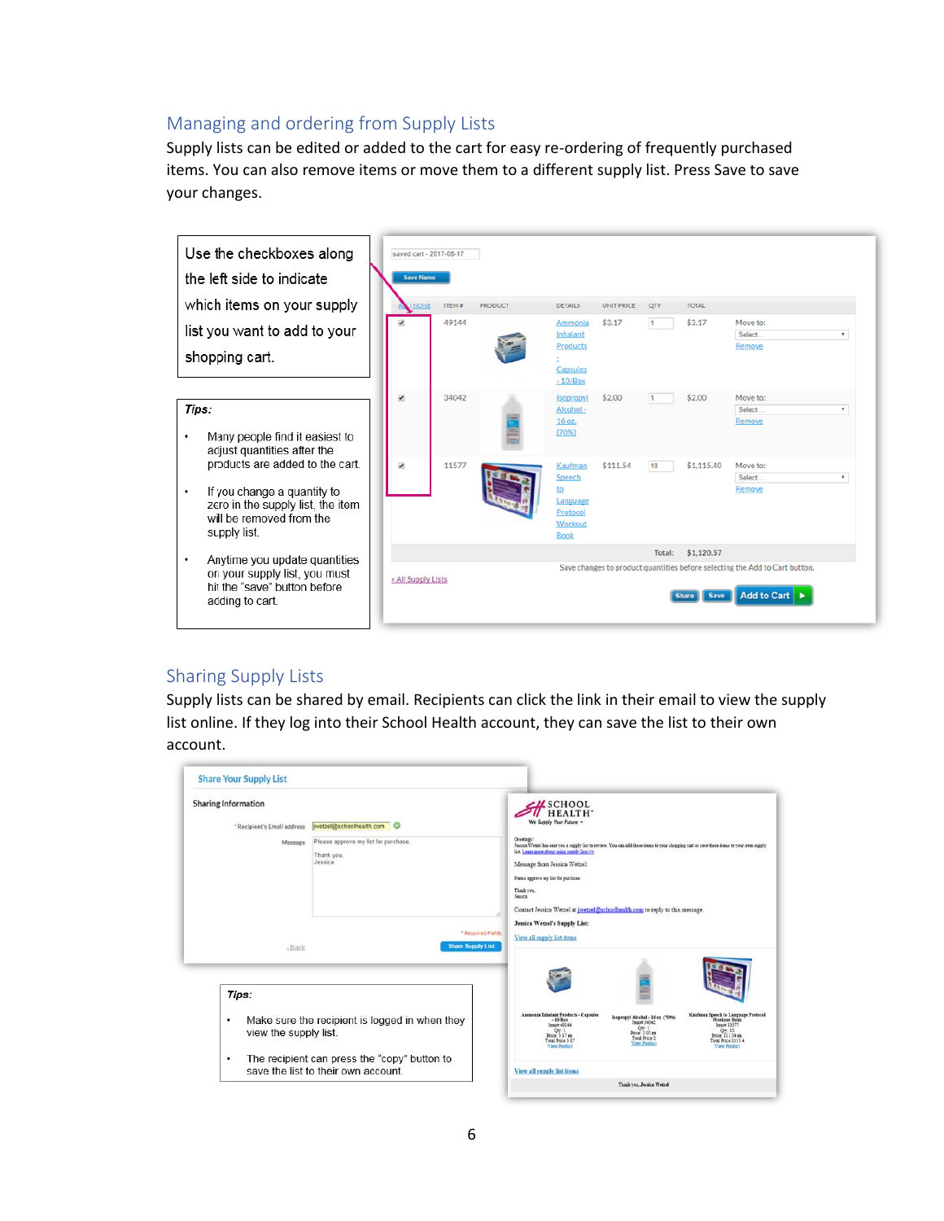## Managing and ordering from Supply Lists

Supply lists can be edited or added to the cart for easy re-ordering of frequently purchased items. You can also remove items or move them to a different supply list. Press Save to save your changes.

Use the checkboxes along the left side to indicate which items on your supply list you want to add to your shopping cart.

*Tips:*

- Many people find it easiest to adjust quantities after the products are added to the cart.
- If you change a quantity to zero in the supply list, the item will be removed from the supply list.
- Anytime you update quantities on your supply list, you must hit the "save" button before adding to cart.

## Sharing Supply Lists

Supply lists can be shared by email. Recipients can click the link in their email to view the supply list online. If they log into their School Health account, they can save the list to their own account.

*Tips:*

- Make sure the recipient is logged in when they view the supply list.
- The recipient can press the "copy" button to save the list to their own account.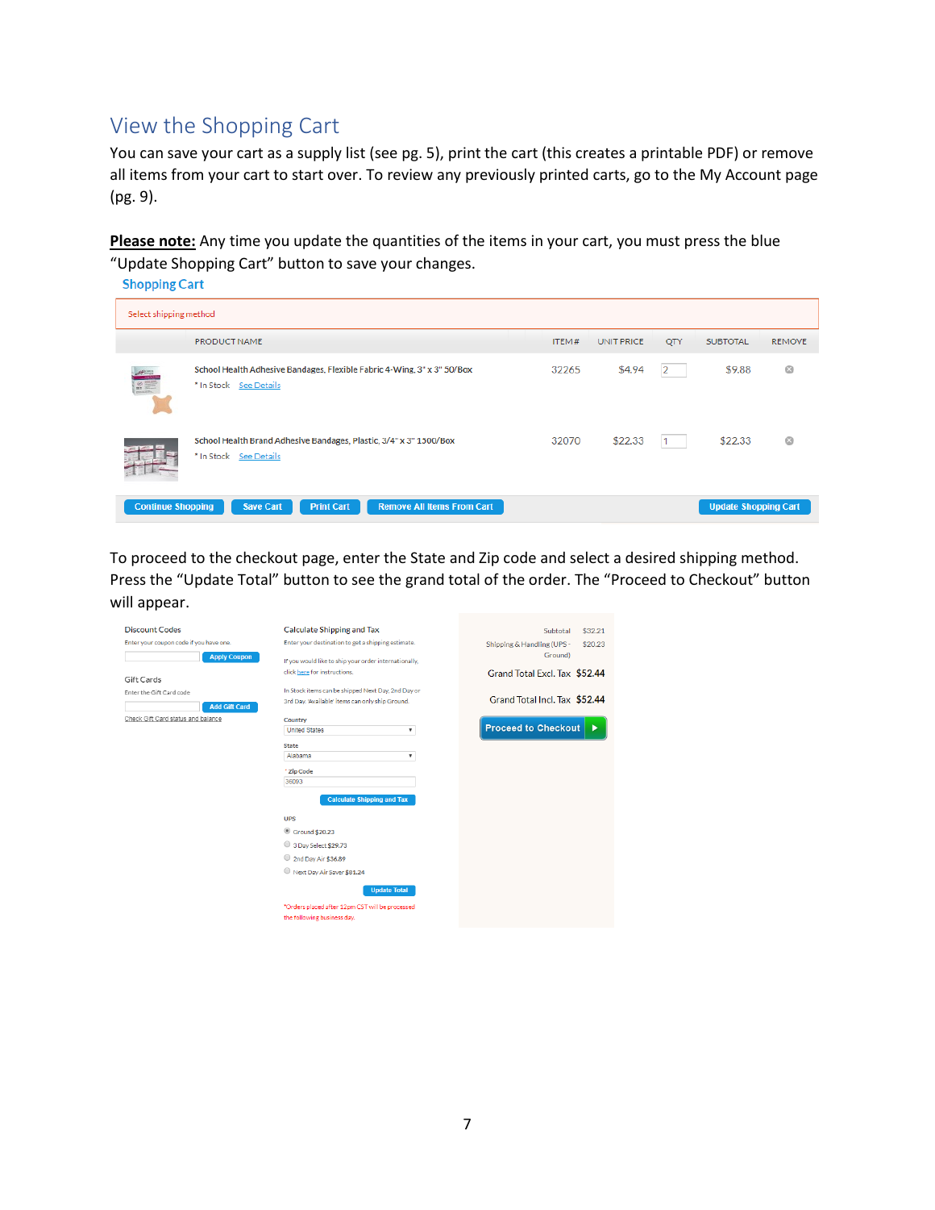## View the Shopping Cart

You can save your cart as a supply list (see pg. 5), print the cart (this creates a printable PDF) or remove all items from your cart to start over. To review any previously printed carts, go to the My Account page (pg. 9).

**Please note:** Any time you update the quantities of the items in your cart, you must press the blue "Update Shopping Cart" button to save your changes.

### Shopping Cart

Select shipping method

| PRODUCT NAME | ITEM# | UNIT PRICE | QTY | SUBTOTAL | REMOVE |
|---|---|---|---|---|---|
| School Health Adhesive Bandages, Flexible Fabric 4-Wing, 3" x 3" 50/Box<br>* In Stock See Details | 32265 | $4.94 | 2 | $9.88 | |
| School Health Brand Adhesive Bandages, Plastic, 3/4" x 3" 1500/Box<br>* In Stock See Details | 32070 | $22.33 | 1 | $22.33 | |

Continue Shopping | Save Cart | Print Cart | Remove All Items From Cart | Update Shopping Cart

To proceed to the checkout page, enter the State and Zip code and select a desired shipping method. Press the "Update Total" button to see the grand total of the order. The "Proceed to Checkout" button will appear.

Discount Codes

Enter your coupon code if you have one.

Apply Coupon

Gift Cards

Enter the Gift Card code

Add Gift Card

Check Gift Card status and balance

Calculate Shipping and Tax

Enter your destination to get a shipping estimate.

If you would like to ship your order internationally, click here for instructions.

In Stock items can be shipped Next Day, 2nd Day or 3rd Day. 'Available' items can only ship Ground.

Country: United States

State: Alabama

* Zip Code: 36093

Calculate Shipping and Tax

UPS

- Ground $20.23
- 3 Day Select $29.73
- 2nd Day Air $36.89
- Next Day Air Saver $81.24

Update Total

*Orders placed after 12pm CST will be processed the following business day.

| | |
|---|---|
| Subtotal | $32.21 |
| Shipping & Handling (UPS - Ground) | $20.23 |
| Grand Total Excl. Tax | $52.44 |
| Grand Total Incl. Tax | $52.44 |

Proceed to Checkout